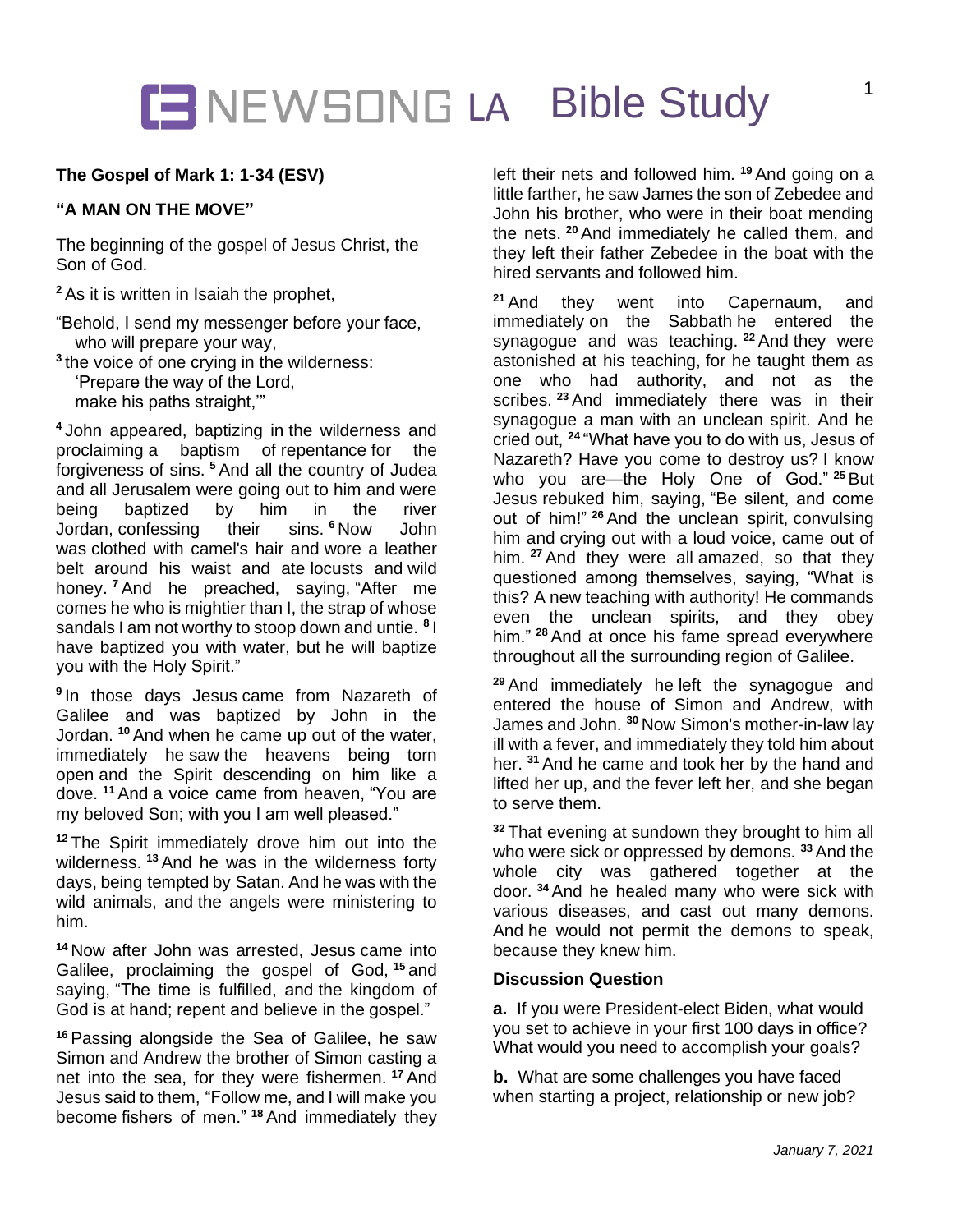# NEWSONG LA Bible Study

**The Gospel of Mark 1: 1-34 (ESV)**

**"A MAN ON THE MOVE"**

The beginning of the gospel of Jesus Christ, the Son of God.

[2] As it is written in Isaiah the prophet,

"Behold, I send my messenger before your face,
 who will prepare your way,
[3] the voice of one crying in the wilderness:
 'Prepare the way of the Lord,
 make his paths straight,'"

[4] John appeared, baptizing in the wilderness and proclaiming a baptism of repentance for the forgiveness of sins. [5] And all the country of Judea and all Jerusalem were going out to him and were being baptized by him in the river Jordan, confessing their sins. [6] Now John was clothed with camel's hair and wore a leather belt around his waist and ate locusts and wild honey. [7] And he preached, saying, "After me comes he who is mightier than I, the strap of whose sandals I am not worthy to stoop down and untie. [8] I have baptized you with water, but he will baptize you with the Holy Spirit."

[9] In those days Jesus came from Nazareth of Galilee and was baptized by John in the Jordan. [10] And when he came up out of the water, immediately he saw the heavens being torn open and the Spirit descending on him like a dove. [11] And a voice came from heaven, "You are my beloved Son; with you I am well pleased."

[12] The Spirit immediately drove him out into the wilderness. [13] And he was in the wilderness forty days, being tempted by Satan. And he was with the wild animals, and the angels were ministering to him.

[14] Now after John was arrested, Jesus came into Galilee, proclaiming the gospel of God, [15] and saying, "The time is fulfilled, and the kingdom of God is at hand; repent and believe in the gospel."

[16] Passing alongside the Sea of Galilee, he saw Simon and Andrew the brother of Simon casting a net into the sea, for they were fishermen. [17] And Jesus said to them, "Follow me, and I will make you become fishers of men." [18] And immediately they left their nets and followed him. [19] And going on a little farther, he saw James the son of Zebedee and John his brother, who were in their boat mending the nets. [20] And immediately he called them, and they left their father Zebedee in the boat with the hired servants and followed him.

[21] And they went into Capernaum, and immediately on the Sabbath he entered the synagogue and was teaching. [22] And they were astonished at his teaching, for he taught them as one who had authority, and not as the scribes. [23] And immediately there was in their synagogue a man with an unclean spirit. And he cried out, [24] "What have you to do with us, Jesus of Nazareth? Have you come to destroy us? I know who you are—the Holy One of God." [25] But Jesus rebuked him, saying, "Be silent, and come out of him!" [26] And the unclean spirit, convulsing him and crying out with a loud voice, came out of him. [27] And they were all amazed, so that they questioned among themselves, saying, "What is this? A new teaching with authority! He commands even the unclean spirits, and they obey him." [28] And at once his fame spread everywhere throughout all the surrounding region of Galilee.

[29] And immediately he left the synagogue and entered the house of Simon and Andrew, with James and John. [30] Now Simon's mother-in-law lay ill with a fever, and immediately they told him about her. [31] And he came and took her by the hand and lifted her up, and the fever left her, and she began to serve them.

[32] That evening at sundown they brought to him all who were sick or oppressed by demons. [33] And the whole city was gathered together at the door. [34] And he healed many who were sick with various diseases, and cast out many demons. And he would not permit the demons to speak, because they knew him.

**Discussion Question**

**a.** If you were President-elect Biden, what would you set to achieve in your first 100 days in office? What would you need to accomplish your goals?

**b.** What are some challenges you have faced when starting a project, relationship or new job?

*January 7, 2021*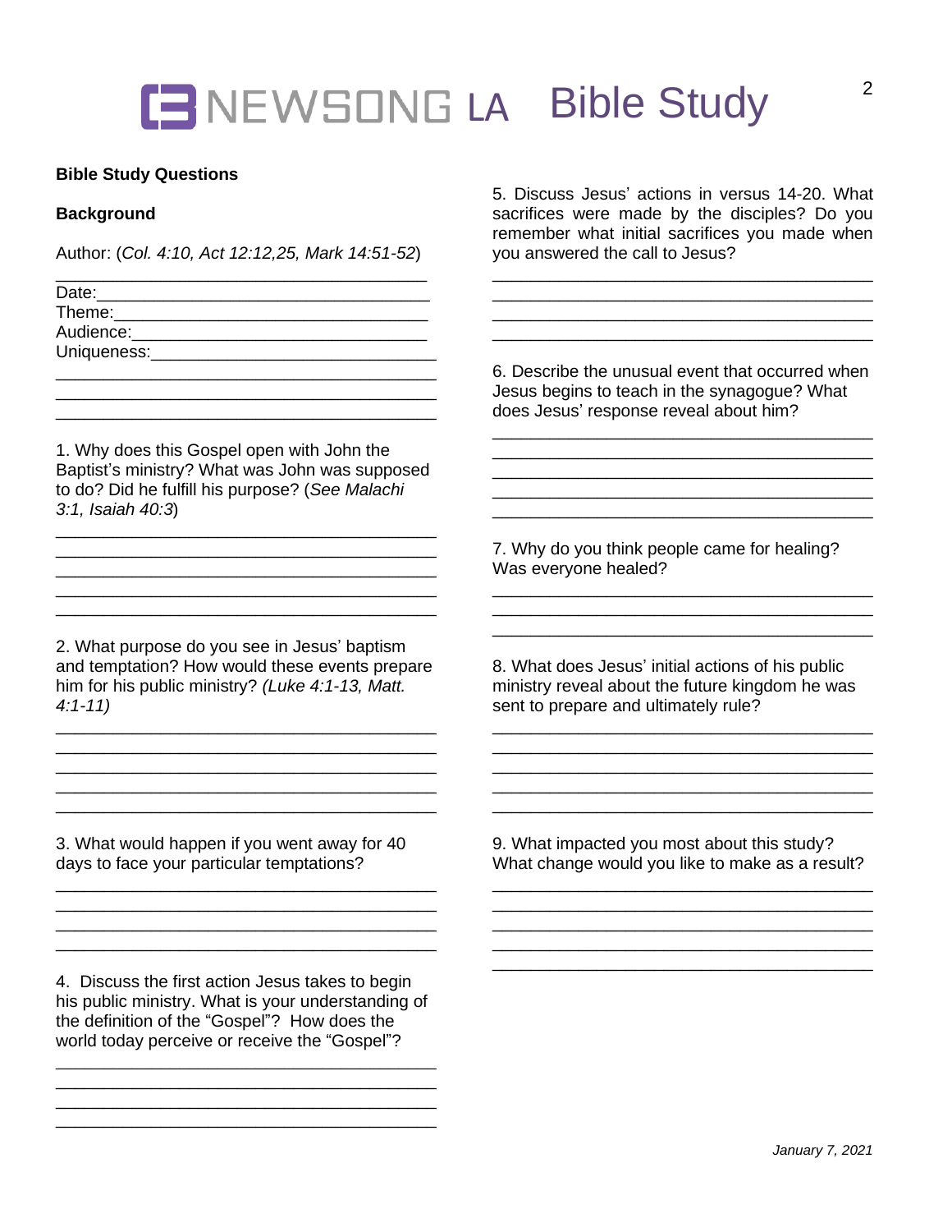# NEWSONG LA Bible Study

**Bible Study Questions**

**Background**

Author: (*Col. 4:10, Act 12:12,25, Mark 14:51-52*)

\_\_\_\_\_\_\_\_\_\_\_\_\_\_\_\_\_\_\_\_\_\_\_\_\_\_\_\_\_\_\_\_\_\_\_\_\_\_\_\_

Date:\_\_\_\_\_\_\_\_\_\_\_\_\_\_\_\_\_\_\_\_\_\_\_\_\_\_\_\_\_\_\_\_\_\_\_\_

Theme:\_\_\_\_\_\_\_\_\_\_\_\_\_\_\_\_\_\_\_\_\_\_\_\_\_\_\_\_\_\_\_\_\_

Audience:\_\_\_\_\_\_\_\_\_\_\_\_\_\_\_\_\_\_\_\_\_\_\_\_\_\_\_\_\_\_\_

Uniqueness:\_\_\_\_\_\_\_\_\_\_\_\_\_\_\_\_\_\_\_\_\_\_\_\_\_\_\_\_\_

1. Why does this Gospel open with John the Baptist's ministry? What was John was supposed to do? Did he fulfill his purpose? (*See Malachi 3:1, Isaiah 40:3*)

2. What purpose do you see in Jesus' baptism and temptation? How would these events prepare him for his public ministry? *(Luke 4:1-13, Matt. 4:1-11)*

3. What would happen if you went away for 40 days to face your particular temptations?

4. Discuss the first action Jesus takes to begin his public ministry. What is your understanding of the definition of the "Gospel"? How does the world today perceive or receive the "Gospel"?

5. Discuss Jesus' actions in versus 14-20. What sacrifices were made by the disciples? Do you remember what initial sacrifices you made when you answered the call to Jesus?

6. Describe the unusual event that occurred when Jesus begins to teach in the synagogue? What does Jesus' response reveal about him?

7. Why do you think people came for healing? Was everyone healed?

8. What does Jesus' initial actions of his public ministry reveal about the future kingdom he was sent to prepare and ultimately rule?

9. What impacted you most about this study? What change would you like to make as a result?

*January 7, 2021*